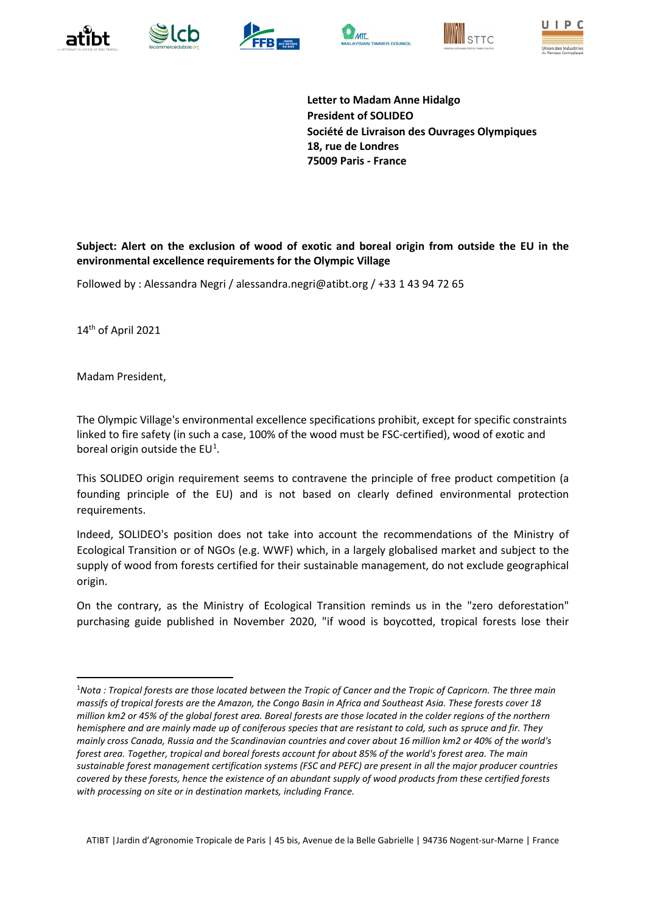**Letter to Madam Anne Hidalgo**
**President of SOLIDEO**
**Société de Livraison des Ouvrages Olympiques**
**18, rue de Londres**
**75009 Paris - France**

**Subject: Alert on the exclusion of wood of exotic and boreal origin from outside the EU in the environmental excellence requirements for the Olympic Village**

Followed by : Alessandra Negri / alessandra.negri@atibt.org / +33 1 43 94 72 65

14th of April 2021

Madam President,

The Olympic Village's environmental excellence specifications prohibit, except for specific constraints linked to fire safety (in such a case, 100% of the wood must be FSC-certified), wood of exotic and boreal origin outside the EU[1].

This SOLIDEO origin requirement seems to contravene the principle of free product competition (a founding principle of the EU) and is not based on clearly defined environmental protection requirements.

Indeed, SOLIDEO's position does not take into account the recommendations of the Ministry of Ecological Transition or of NGOs (e.g. WWF) which, in a largely globalised market and subject to the supply of wood from forests certified for their sustainable management, do not exclude geographical origin.

On the contrary, as the Ministry of Ecological Transition reminds us in the "zero deforestation" purchasing guide published in November 2020, "if wood is boycotted, tropical forests lose their

---

[1]*Nota : Tropical forests are those located between the Tropic of Cancer and the Tropic of Capricorn. The three main massifs of tropical forests are the Amazon, the Congo Basin in Africa and Southeast Asia. These forests cover 18 million km2 or 45% of the global forest area. Boreal forests are those located in the colder regions of the northern hemisphere and are mainly made up of coniferous species that are resistant to cold, such as spruce and fir. They mainly cross Canada, Russia and the Scandinavian countries and cover about 16 million km2 or 40% of the world's forest area. Together, tropical and boreal forests account for about 85% of the world's forest area. The main sustainable forest management certification systems (FSC and PEFC) are present in all the major producer countries covered by these forests, hence the existence of an abundant supply of wood products from these certified forests with processing on site or in destination markets, including France.*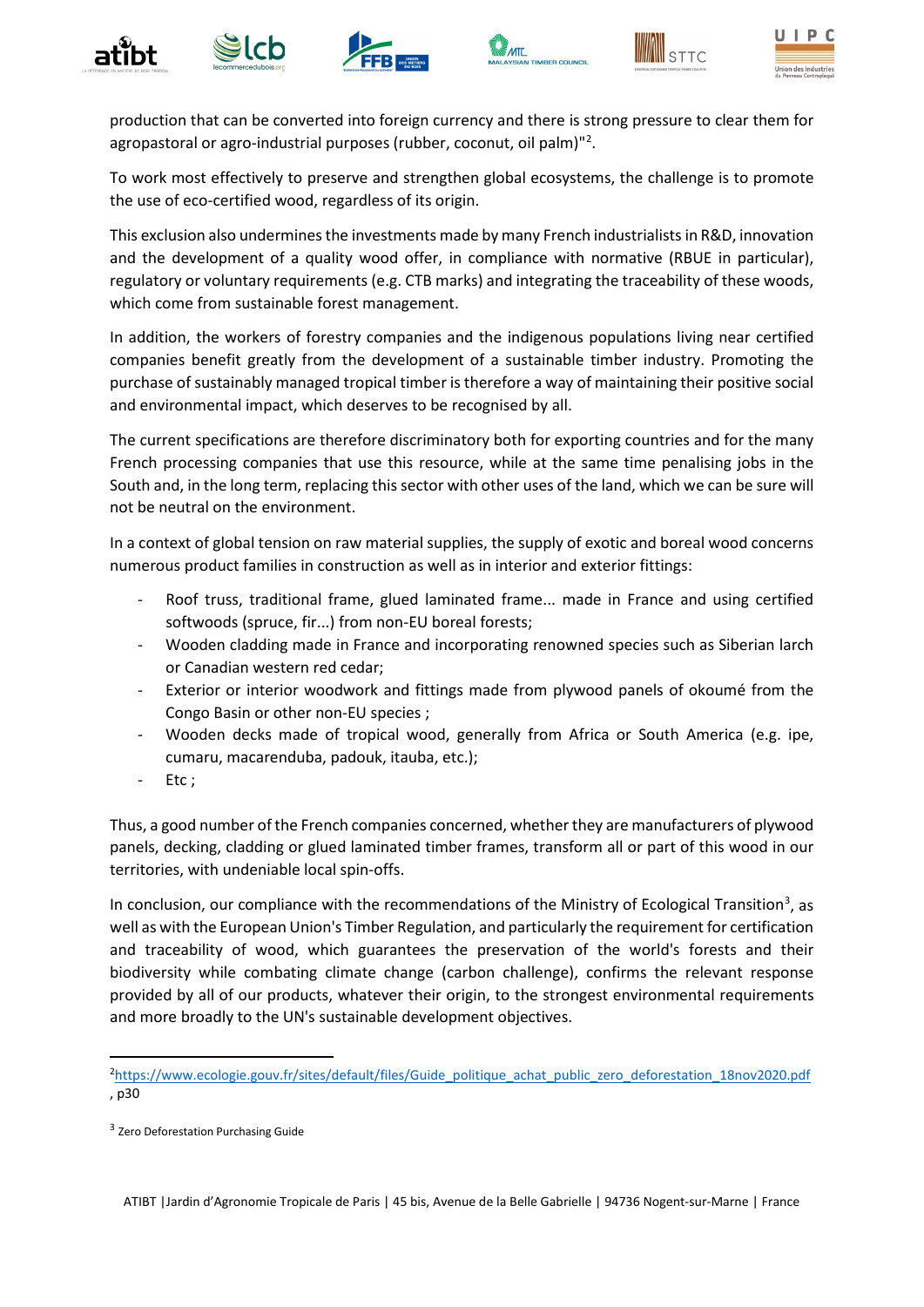production that can be converted into foreign currency and there is strong pressure to clear them for agropastoral or agro-industrial purposes (rubber, coconut, oil palm)"[2].

To work most effectively to preserve and strengthen global ecosystems, the challenge is to promote the use of eco-certified wood, regardless of its origin.

This exclusion also undermines the investments made by many French industrialists in R&D, innovation and the development of a quality wood offer, in compliance with normative (RBUE in particular), regulatory or voluntary requirements (e.g. CTB marks) and integrating the traceability of these woods, which come from sustainable forest management.

In addition, the workers of forestry companies and the indigenous populations living near certified companies benefit greatly from the development of a sustainable timber industry. Promoting the purchase of sustainably managed tropical timber is therefore a way of maintaining their positive social and environmental impact, which deserves to be recognised by all.

The current specifications are therefore discriminatory both for exporting countries and for the many French processing companies that use this resource, while at the same time penalising jobs in the South and, in the long term, replacing this sector with other uses of the land, which we can be sure will not be neutral on the environment.

In a context of global tension on raw material supplies, the supply of exotic and boreal wood concerns numerous product families in construction as well as in interior and exterior fittings:

- Roof truss, traditional frame, glued laminated frame... made in France and using certified softwoods (spruce, fir...) from non-EU boreal forests;
- Wooden cladding made in France and incorporating renowned species such as Siberian larch or Canadian western red cedar;
- Exterior or interior woodwork and fittings made from plywood panels of okoumé from the Congo Basin or other non-EU species ;
- Wooden decks made of tropical wood, generally from Africa or South America (e.g. ipe, cumaru, macarenduba, padouk, itauba, etc.);
- Etc ;

Thus, a good number of the French companies concerned, whether they are manufacturers of plywood panels, decking, cladding or glued laminated timber frames, transform all or part of this wood in our territories, with undeniable local spin-offs.

In conclusion, our compliance with the recommendations of the Ministry of Ecological Transition[3], as well as with the European Union's Timber Regulation, and particularly the requirement for certification and traceability of wood, which guarantees the preservation of the world's forests and their biodiversity while combating climate change (carbon challenge), confirms the relevant response provided by all of our products, whatever their origin, to the strongest environmental requirements and more broadly to the UN's sustainable development objectives.

---

[2] https://www.ecologie.gouv.fr/sites/default/files/Guide_politique_achat_public_zero_deforestation_18nov2020.pdf , p30

[3] Zero Deforestation Purchasing Guide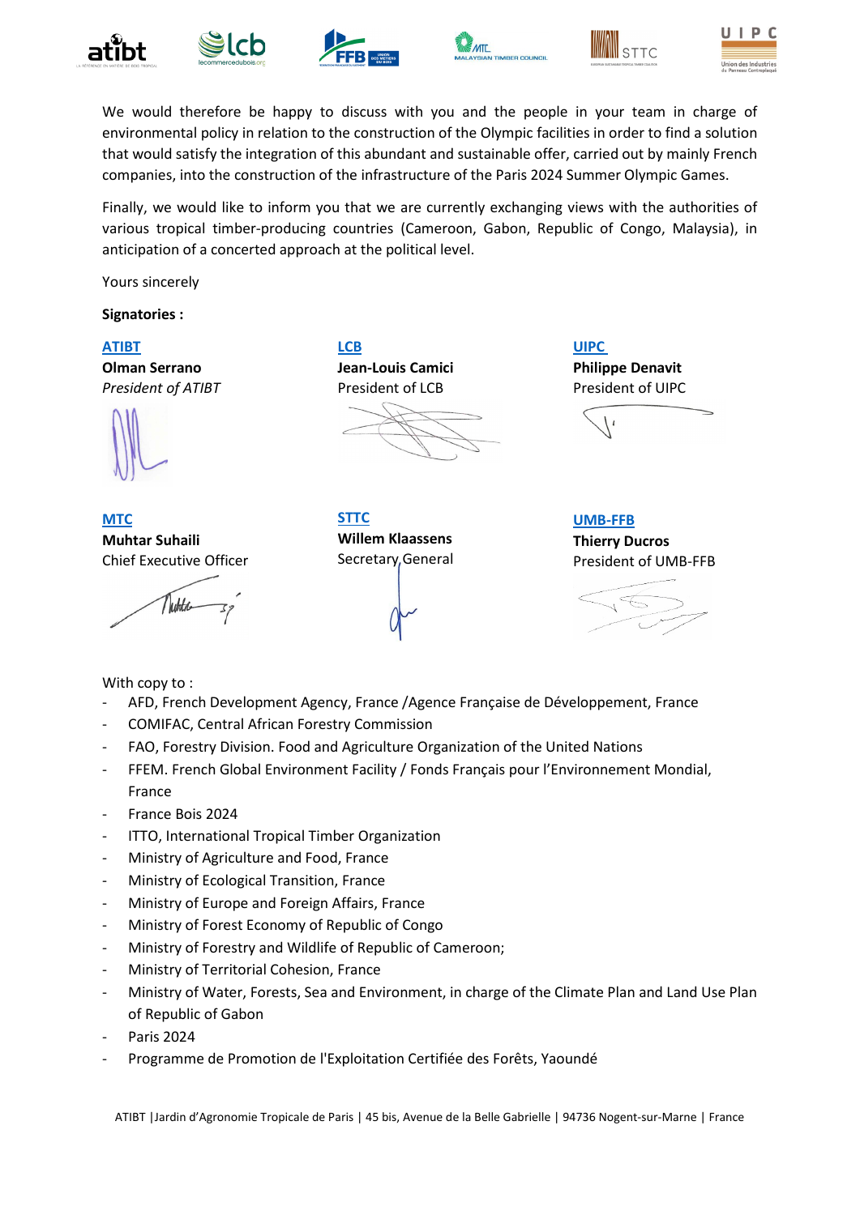We would therefore be happy to discuss with you and the people in your team in charge of environmental policy in relation to the construction of the Olympic facilities in order to find a solution that would satisfy the integration of this abundant and sustainable offer, carried out by mainly French companies, into the construction of the infrastructure of the Paris 2024 Summer Olympic Games.

Finally, we would like to inform you that we are currently exchanging views with the authorities of various tropical timber-producing countries (Cameroon, Gabon, Republic of Congo, Malaysia), in anticipation of a concerted approach at the political level.

Yours sincerely

**Signatories :**

ATIBT
**Olman Serrano**
*President of ATIBT*

LCB
**Jean-Louis Camici**
President of LCB

UIPC
**Philippe Denavit**
President of UIPC

MTC
**Muhtar Suhaili**
Chief Executive Officer

STTC
**Willem Klaassens**
Secretary General

UMB-FFB
**Thierry Ducros**
President of UMB-FFB

With copy to :

- AFD, French Development Agency, France /Agence Française de Développement, France
- COMIFAC, Central African Forestry Commission
- FAO, Forestry Division. Food and Agriculture Organization of the United Nations
- FFEM. French Global Environment Facility / Fonds Français pour l'Environnement Mondial, France
- France Bois 2024
- ITTO, International Tropical Timber Organization
- Ministry of Agriculture and Food, France
- Ministry of Ecological Transition, France
- Ministry of Europe and Foreign Affairs, France
- Ministry of Forest Economy of Republic of Congo
- Ministry of Forestry and Wildlife of Republic of Cameroon;
- Ministry of Territorial Cohesion, France
- Ministry of Water, Forests, Sea and Environment, in charge of the Climate Plan and Land Use Plan of Republic of Gabon
- Paris 2024
- Programme de Promotion de l'Exploitation Certifiée des Forêts, Yaoundé

ATIBT |Jardin d'Agronomie Tropicale de Paris | 45 bis, Avenue de la Belle Gabrielle | 94736 Nogent-sur-Marne | France